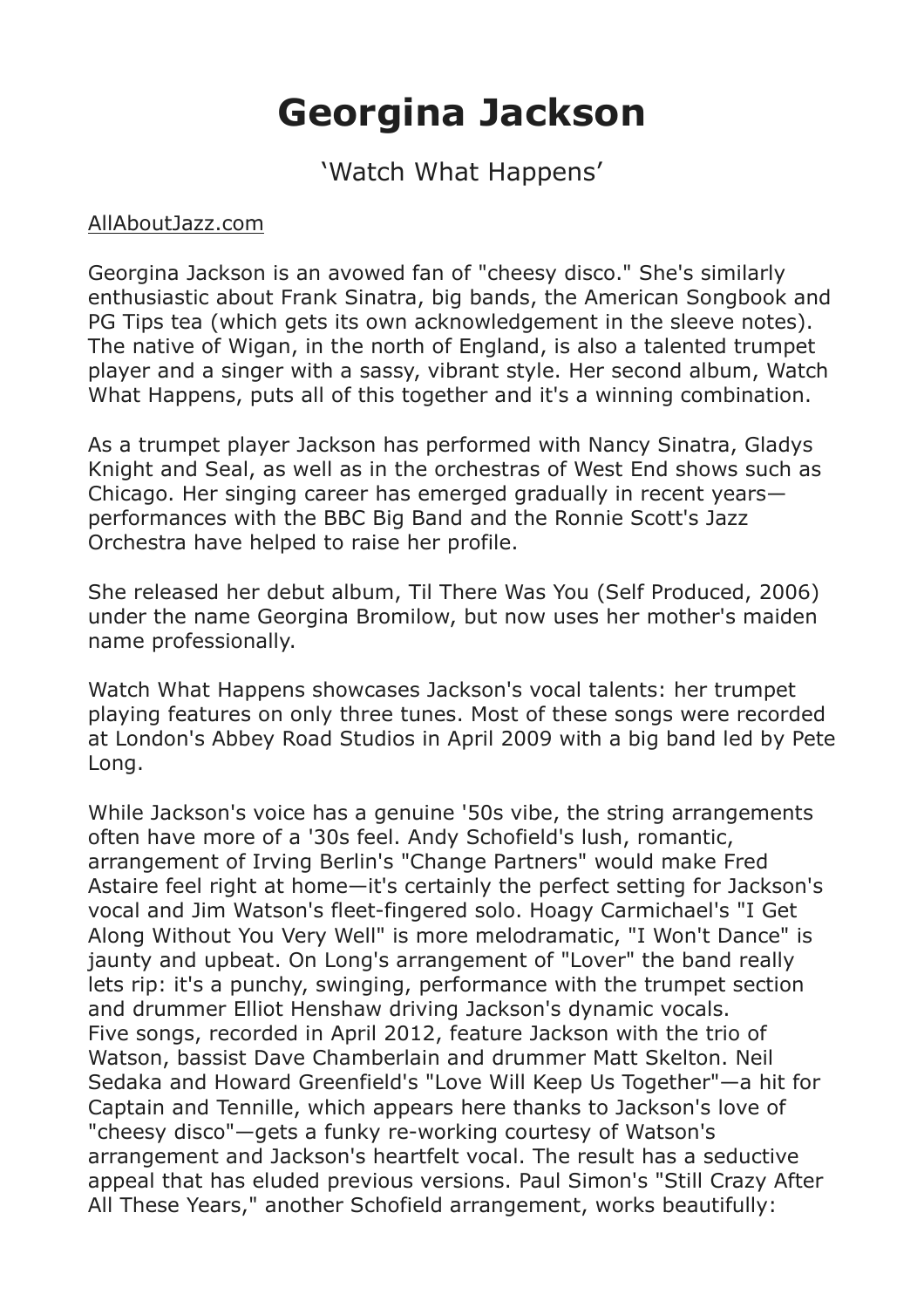# Georgina Jackson

'Watch What Happens'

AllAboutJazz.com

Georgina Jackson is an avowed fan of "cheesy disco." She's similarly enthusiastic about Frank Sinatra, big bands, the American Songbook and PG Tips tea (which gets its own acknowledgement in the sleeve notes). The native of Wigan, in the north of England, is also a talented trumpet player and a singer with a sassy, vibrant style. Her second album, Watch What Happens, puts all of this together and it's a winning combination.

As a trumpet player Jackson has performed with Nancy Sinatra, Gladys Knight and Seal, as well as in the orchestras of West End shows such as Chicago. Her singing career has emerged gradually in recent years—performances with the BBC Big Band and the Ronnie Scott's Jazz Orchestra have helped to raise her profile.

She released her debut album, Til There Was You (Self Produced, 2006) under the name Georgina Bromilow, but now uses her mother's maiden name professionally.

Watch What Happens showcases Jackson's vocal talents: her trumpet playing features on only three tunes. Most of these songs were recorded at London's Abbey Road Studios in April 2009 with a big band led by Pete Long.

While Jackson's voice has a genuine '50s vibe, the string arrangements often have more of a '30s feel. Andy Schofield's lush, romantic, arrangement of Irving Berlin's "Change Partners" would make Fred Astaire feel right at home—it's certainly the perfect setting for Jackson's vocal and Jim Watson's fleet-fingered solo. Hoagy Carmichael's "I Get Along Without You Very Well" is more melodramatic, "I Won't Dance" is jaunty and upbeat. On Long's arrangement of "Lover" the band really lets rip: it's a punchy, swinging, performance with the trumpet section and drummer Elliot Henshaw driving Jackson's dynamic vocals.
Five songs, recorded in April 2012, feature Jackson with the trio of Watson, bassist Dave Chamberlain and drummer Matt Skelton. Neil Sedaka and Howard Greenfield's "Love Will Keep Us Together"—a hit for Captain and Tennille, which appears here thanks to Jackson's love of "cheesy disco"—gets a funky re-working courtesy of Watson's arrangement and Jackson's heartfelt vocal. The result has a seductive appeal that has eluded previous versions. Paul Simon's "Still Crazy After All These Years," another Schofield arrangement, works beautifully: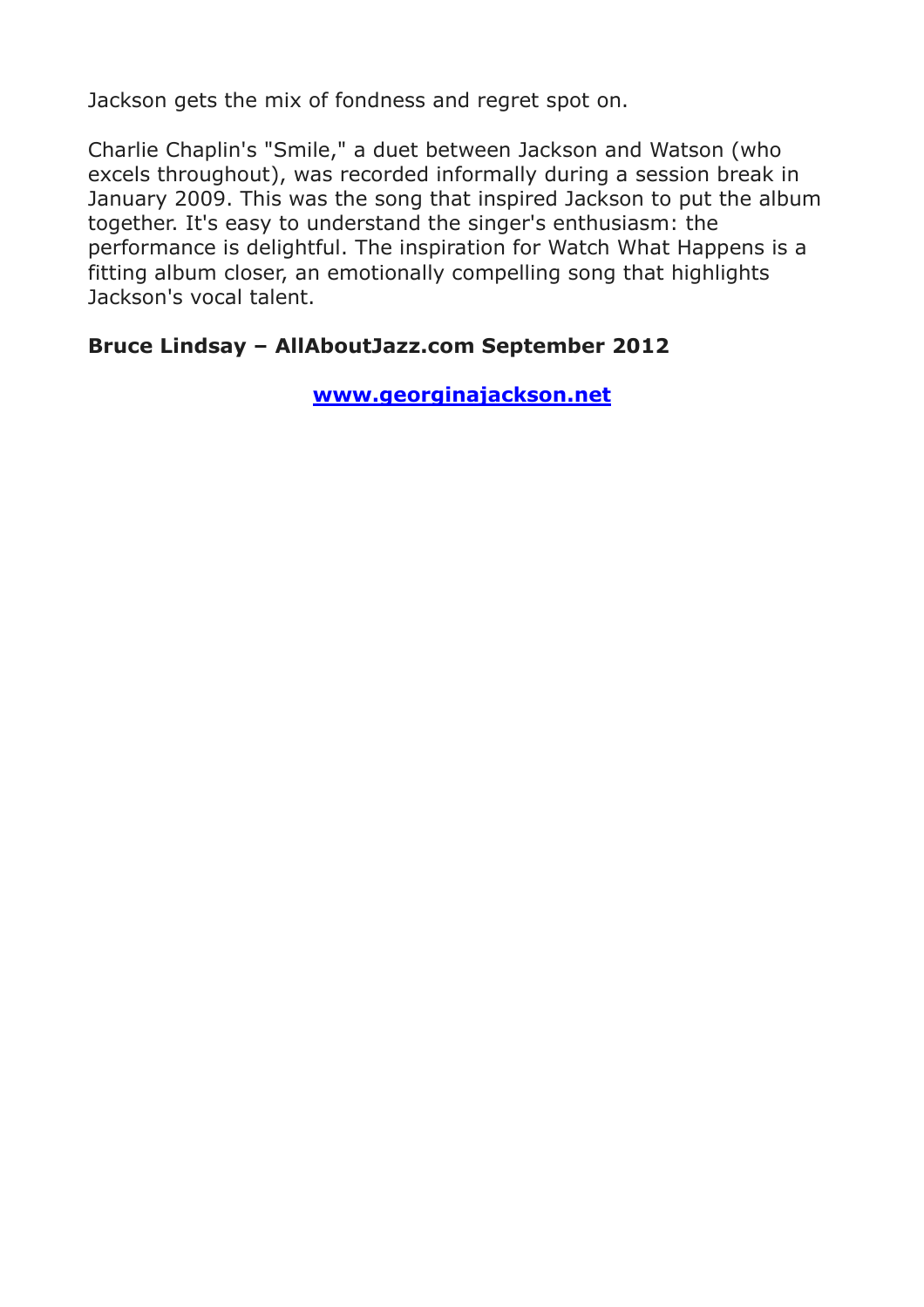Jackson gets the mix of fondness and regret spot on.

Charlie Chaplin's "Smile," a duet between Jackson and Watson (who excels throughout), was recorded informally during a session break in January 2009. This was the song that inspired Jackson to put the album together. It's easy to understand the singer's enthusiasm: the performance is delightful. The inspiration for Watch What Happens is a fitting album closer, an emotionally compelling song that highlights Jackson's vocal talent.

**Bruce Lindsay – AllAboutJazz.com September 2012**

**[www.georginajackson.net](http://www.georginajackson.net)**